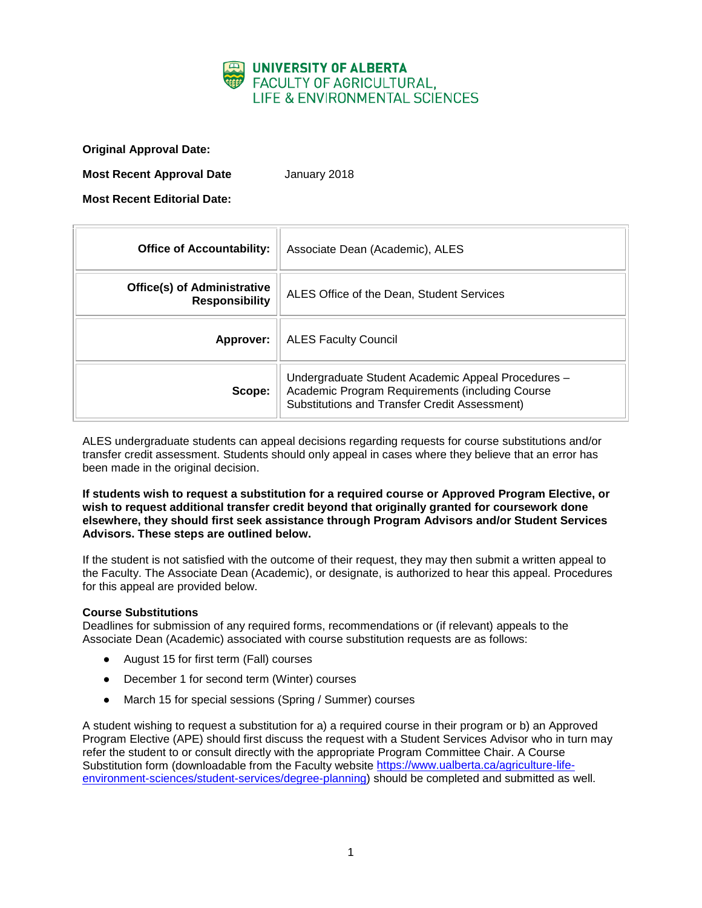**UNIVERSITY OF ALBERTA**
FACULTY OF AGRICULTURAL,
LIFE & ENVIRONMENTAL SCIENCES

**Original Approval Date:**

**Most Recent Approval Date** January 2018

**Most Recent Editorial Date:**

| | |
|---|---|
| **Office of Accountability:** | Associate Dean (Academic), ALES |
| **Office(s) of Administrative Responsibility** | ALES Office of the Dean, Student Services |
| **Approver:** | ALES Faculty Council |
| **Scope:** | Undergraduate Student Academic Appeal Procedures – Academic Program Requirements (including Course Substitutions and Transfer Credit Assessment) |

ALES undergraduate students can appeal decisions regarding requests for course substitutions and/or transfer credit assessment. Students should only appeal in cases where they believe that an error has been made in the original decision.

**If students wish to request a substitution for a required course or Approved Program Elective, or wish to request additional transfer credit beyond that originally granted for coursework done elsewhere, they should first seek assistance through Program Advisors and/or Student Services Advisors. These steps are outlined below.**

If the student is not satisfied with the outcome of their request, they may then submit a written appeal to the Faculty. The Associate Dean (Academic), or designate, is authorized to hear this appeal. Procedures for this appeal are provided below.

**Course Substitutions**

Deadlines for submission of any required forms, recommendations or (if relevant) appeals to the Associate Dean (Academic) associated with course substitution requests are as follows:

- August 15 for first term (Fall) courses
- December 1 for second term (Winter) courses
- March 15 for special sessions (Spring / Summer) courses

A student wishing to request a substitution for a) a required course in their program or b) an Approved Program Elective (APE) should first discuss the request with a Student Services Advisor who in turn may refer the student to or consult directly with the appropriate Program Committee Chair. A Course Substitution form (downloadable from the Faculty website https://www.ualberta.ca/agriculture-life-environment-sciences/student-services/degree-planning) should be completed and submitted as well.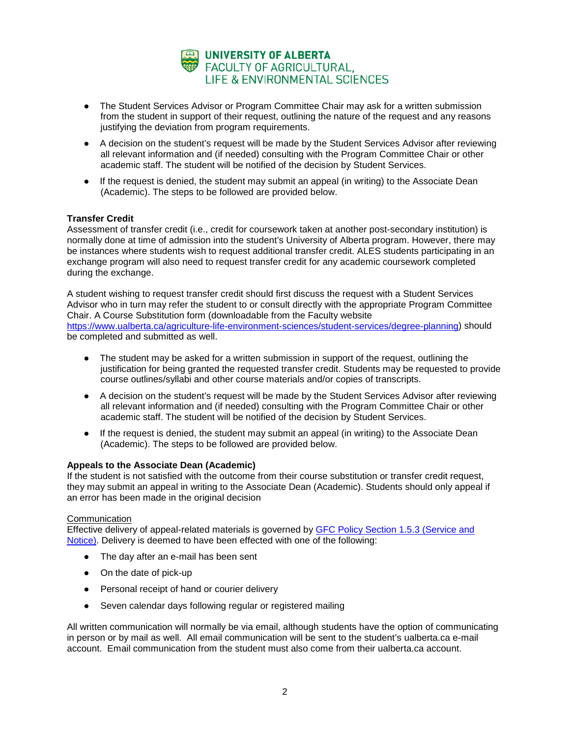- The Student Services Advisor or Program Committee Chair may ask for a written submission from the student in support of their request, outlining the nature of the request and any reasons justifying the deviation from program requirements.
- A decision on the student's request will be made by the Student Services Advisor after reviewing all relevant information and (if needed) consulting with the Program Committee Chair or other academic staff. The student will be notified of the decision by Student Services.
- If the request is denied, the student may submit an appeal (in writing) to the Associate Dean (Academic). The steps to be followed are provided below.

**Transfer Credit**

Assessment of transfer credit (i.e., credit for coursework taken at another post-secondary institution) is normally done at time of admission into the student's University of Alberta program. However, there may be instances where students wish to request additional transfer credit. ALES students participating in an exchange program will also need to request transfer credit for any academic coursework completed during the exchange.

A student wishing to request transfer credit should first discuss the request with a Student Services Advisor who in turn may refer the student to or consult directly with the appropriate Program Committee Chair. A Course Substitution form (downloadable from the Faculty website [https://www.ualberta.ca/agriculture-life-environment-sciences/student-services/degree-planning](https://www.ualberta.ca/agriculture-life-environment-sciences/student-services/degree-planning)) should be completed and submitted as well.

- The student may be asked for a written submission in support of the request, outlining the justification for being granted the requested transfer credit. Students may be requested to provide course outlines/syllabi and other course materials and/or copies of transcripts.
- A decision on the student's request will be made by the Student Services Advisor after reviewing all relevant information and (if needed) consulting with the Program Committee Chair or other academic staff. The student will be notified of the decision by Student Services.
- If the request is denied, the student may submit an appeal (in writing) to the Associate Dean (Academic). The steps to be followed are provided below.

**Appeals to the Associate Dean (Academic)**

If the student is not satisfied with the outcome from their course substitution or transfer credit request, they may submit an appeal in writing to the Associate Dean (Academic). Students should only appeal if an error has been made in the original decision

<u>Communication</u>

Effective delivery of appeal-related materials is governed by [GFC Policy Section 1.5.3 (Service and Notice)](). Delivery is deemed to have been effected with one of the following:

- The day after an e-mail has been sent
- On the date of pick-up
- Personal receipt of hand or courier delivery
- Seven calendar days following regular or registered mailing

All written communication will normally be via email, although students have the option of communicating in person or by mail as well. All email communication will be sent to the student's ualberta.ca e-mail account. Email communication from the student must also come from their ualberta.ca account.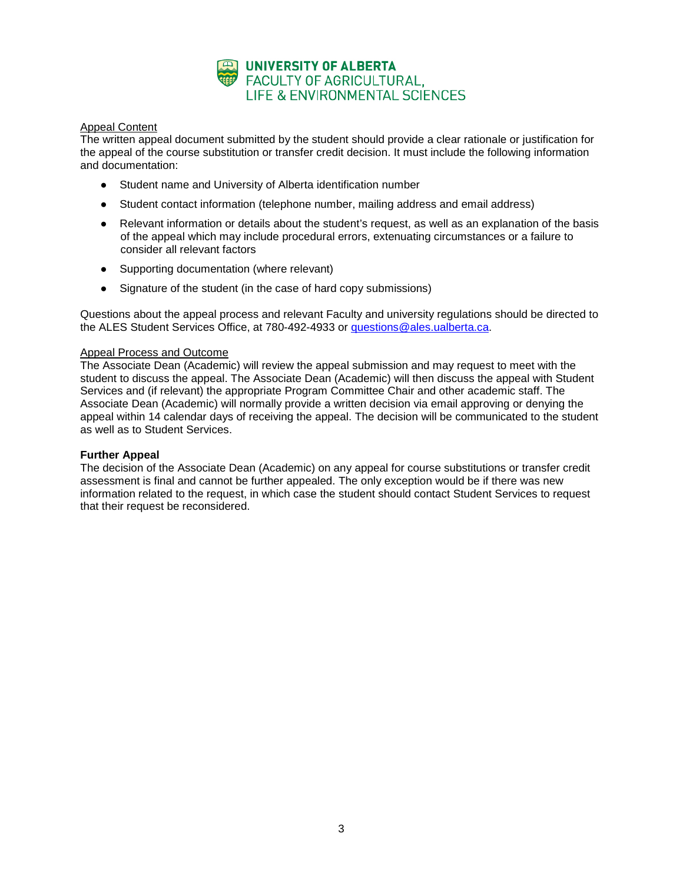Appal Content placeholder

UNIVERSITY OF ALBERTA
FACULTY OF AGRICULTURAL, LIFE & ENVIRONMENTAL SCIENCES

### Appeal Content

The written appeal document submitted by the student should provide a clear rationale or justification for the appeal of the course substitution or transfer credit decision. It must include the following information and documentation:

- Student name and University of Alberta identification number
- Student contact information (telephone number, mailing address and email address)
- Relevant information or details about the student's request, as well as an explanation of the basis of the appeal which may include procedural errors, extenuating circumstances or a failure to consider all relevant factors
- Supporting documentation (where relevant)
- Signature of the student (in the case of hard copy submissions)

Questions about the appeal process and relevant Faculty and university regulations should be directed to the ALES Student Services Office, at 780-492-4933 or questions@ales.ualberta.ca.

### Appeal Process and Outcome

The Associate Dean (Academic) will review the appeal submission and may request to meet with the student to discuss the appeal. The Associate Dean (Academic) will then discuss the appeal with Student Services and (if relevant) the appropriate Program Committee Chair and other academic staff. The Associate Dean (Academic) will normally provide a written decision via email approving or denying the appeal within 14 calendar days of receiving the appeal. The decision will be communicated to the student as well as to Student Services.

## Further Appeal

The decision of the Associate Dean (Academic) on any appeal for course substitutions or transfer credit assessment is final and cannot be further appealed. The only exception would be if there was new information related to the request, in which case the student should contact Student Services to request that their request be reconsidered.